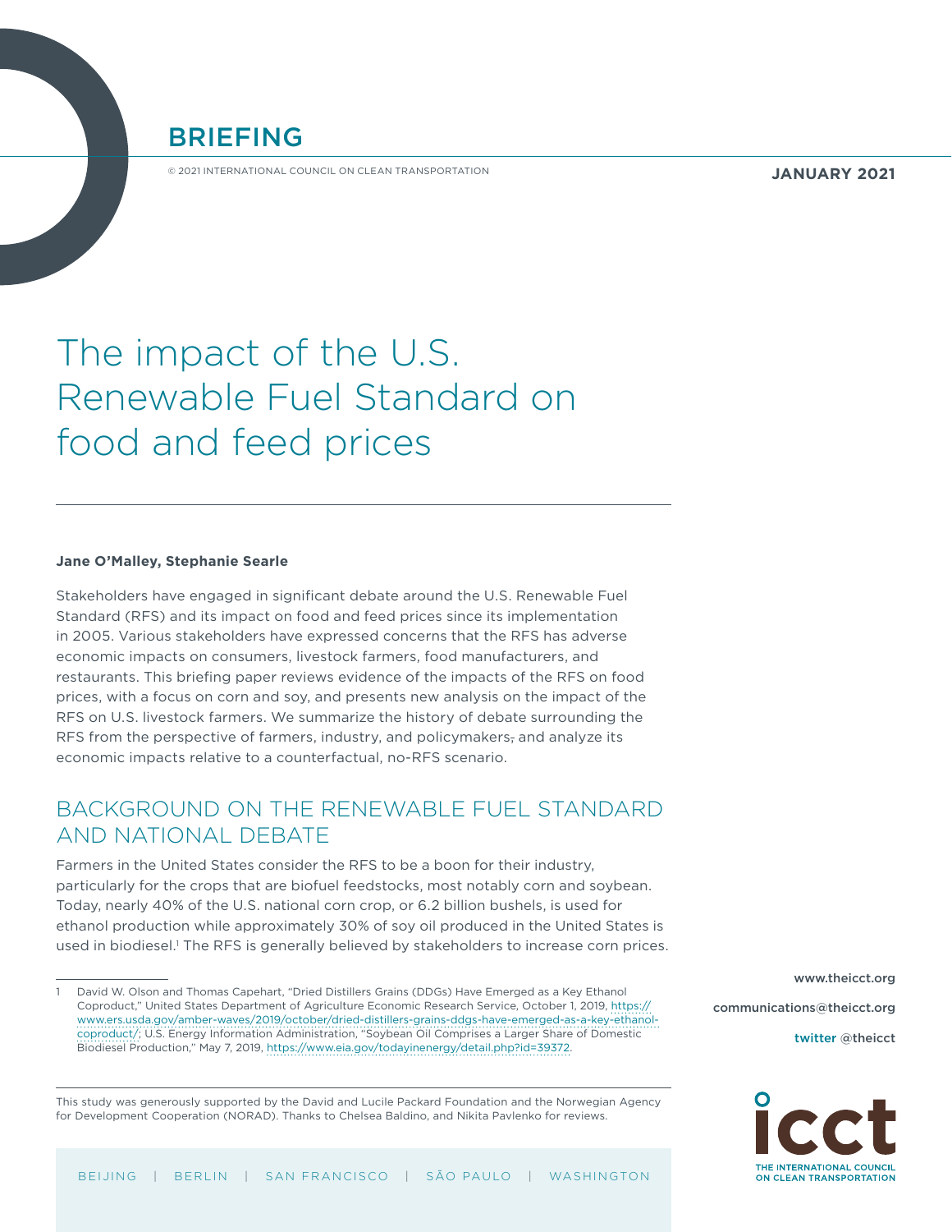BRIEFING

© 2021 INTERNATIONAL COUNCIL ON CLEAN TRANSPORTATION

**JANUARY 2021**

# The impact of the U.S. Renewable Fuel Standard on food and feed prices

**Jane O'Malley, Stephanie Searle**

Stakeholders have engaged in significant debate around the U.S. Renewable Fuel Standard (RFS) and its impact on food and feed prices since its implementation in 2005. Various stakeholders have expressed concerns that the RFS has adverse economic impacts on consumers, livestock farmers, food manufacturers, and restaurants. This briefing paper reviews evidence of the impacts of the RFS on food prices, with a focus on corn and soy, and presents new analysis on the impact of the RFS on U.S. livestock farmers. We summarize the history of debate surrounding the RFS from the perspective of farmers, industry, and policymakers, and analyze its economic impacts relative to a counterfactual, no-RFS scenario.

## BACKGROUND ON THE RENEWABLE FUEL STANDARD AND NATIONAL DEBATE

Farmers in the United States consider the RFS to be a boon for their industry, particularly for the crops that are biofuel feedstocks, most notably corn and soybean. Today, nearly 40% of the U.S. national corn crop, or 6.2 billion bushels, is used for ethanol production while approximately 30% of soy oil produced in the United States is used in biodiesel.[1] The RFS is generally believed by stakeholders to increase corn prices.

1 David W. Olson and Thomas Capehart, "Dried Distillers Grains (DDGs) Have Emerged as a Key Ethanol Coproduct," United States Department of Agriculture Economic Research Service, October 1, 2019, https://www.ers.usda.gov/amber-waves/2019/october/dried-distillers-grains-ddgs-have-emerged-as-a-key-ethanol-coproduct/; U.S. Energy Information Administration, "Soybean Oil Comprises a Larger Share of Domestic Biodiesel Production," May 7, 2019, https://www.eia.gov/todayinenergy/detail.php?id=39372.

This study was generously supported by the David and Lucile Packard Foundation and the Norwegian Agency for Development Cooperation (NORAD). Thanks to Chelsea Baldino, and Nikita Pavlenko for reviews.

www.theicct.org

communications@theicct.org

twitter @theicct

BEIJING | BERLIN | SAN FRANCISCO | SÃO PAULO | WASHINGTON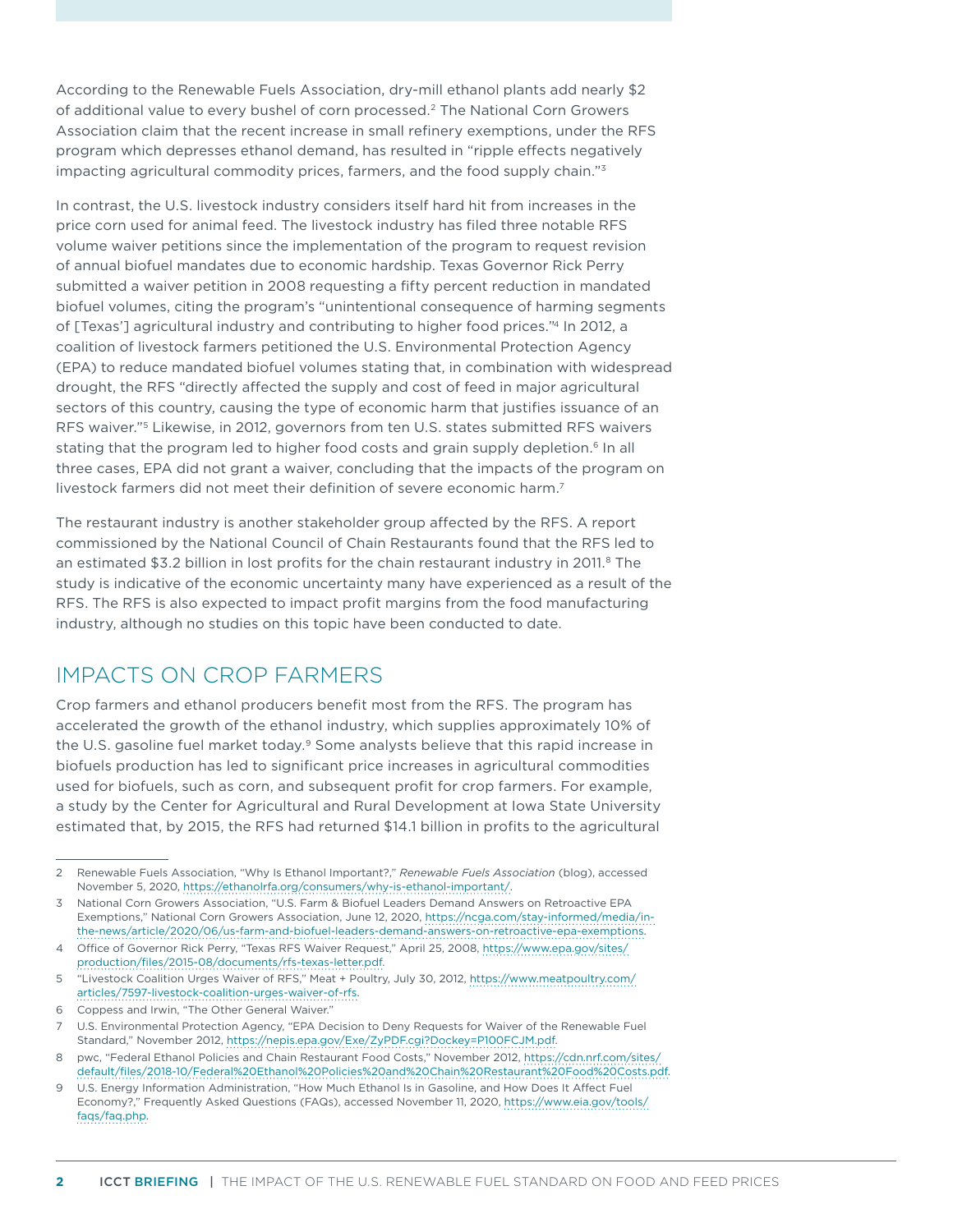According to the Renewable Fuels Association, dry-mill ethanol plants add nearly $2 of additional value to every bushel of corn processed.[2] The National Corn Growers Association claim that the recent increase in small refinery exemptions, under the RFS program which depresses ethanol demand, has resulted in "ripple effects negatively impacting agricultural commodity prices, farmers, and the food supply chain."[3]

In contrast, the U.S. livestock industry considers itself hard hit from increases in the price corn used for animal feed. The livestock industry has filed three notable RFS volume waiver petitions since the implementation of the program to request revision of annual biofuel mandates due to economic hardship. Texas Governor Rick Perry submitted a waiver petition in 2008 requesting a fifty percent reduction in mandated biofuel volumes, citing the program's "unintentional consequence of harming segments of [Texas'] agricultural industry and contributing to higher food prices."[4] In 2012, a coalition of livestock farmers petitioned the U.S. Environmental Protection Agency (EPA) to reduce mandated biofuel volumes stating that, in combination with widespread drought, the RFS "directly affected the supply and cost of feed in major agricultural sectors of this country, causing the type of economic harm that justifies issuance of an RFS waiver."[5] Likewise, in 2012, governors from ten U.S. states submitted RFS waivers stating that the program led to higher food costs and grain supply depletion.[6] In all three cases, EPA did not grant a waiver, concluding that the impacts of the program on livestock farmers did not meet their definition of severe economic harm.[7]

The restaurant industry is another stakeholder group affected by the RFS. A report commissioned by the National Council of Chain Restaurants found that the RFS led to an estimated $3.2 billion in lost profits for the chain restaurant industry in 2011.[8] The study is indicative of the economic uncertainty many have experienced as a result of the RFS. The RFS is also expected to impact profit margins from the food manufacturing industry, although no studies on this topic have been conducted to date.

## IMPACTS ON CROP FARMERS

Crop farmers and ethanol producers benefit most from the RFS. The program has accelerated the growth of the ethanol industry, which supplies approximately 10% of the U.S. gasoline fuel market today.[9] Some analysts believe that this rapid increase in biofuels production has led to significant price increases in agricultural commodities used for biofuels, such as corn, and subsequent profit for crop farmers. For example, a study by the Center for Agricultural and Rural Development at Iowa State University estimated that, by 2015, the RFS had returned $14.1 billion in profits to the agricultural

---

2 Renewable Fuels Association, "Why Is Ethanol Important?," *Renewable Fuels Association* (blog), accessed November 5, 2020, https://ethanolrfa.org/consumers/why-is-ethanol-important/.

3 National Corn Growers Association, "U.S. Farm & Biofuel Leaders Demand Answers on Retroactive EPA Exemptions," National Corn Growers Association, June 12, 2020, https://ncga.com/stay-informed/media/in-the-news/article/2020/06/us-farm-and-biofuel-leaders-demand-answers-on-retroactive-epa-exemptions.

4 Office of Governor Rick Perry, "Texas RFS Waiver Request," April 25, 2008, https://www.epa.gov/sites/production/files/2015-08/documents/rfs-texas-letter.pdf.

5 "Livestock Coalition Urges Waiver of RFS," Meat + Poultry, July 30, 2012, https://www.meatpoultry.com/articles/7597-livestock-coalition-urges-waiver-of-rfs.

6 Coppess and Irwin, "The Other General Waiver."

7 U.S. Environmental Protection Agency, "EPA Decision to Deny Requests for Waiver of the Renewable Fuel Standard," November 2012, https://nepis.epa.gov/Exe/ZyPDF.cgi?Dockey=P100FCJM.pdf.

8 pwc, "Federal Ethanol Policies and Chain Restaurant Food Costs," November 2012, https://cdn.nrf.com/sites/default/files/2018-10/Federal%20Ethanol%20Policies%20and%20Chain%20Restaurant%20Food%20Costs.pdf.

9 U.S. Energy Information Administration, "How Much Ethanol Is in Gasoline, and How Does It Affect Fuel Economy?," Frequently Asked Questions (FAQs), accessed November 11, 2020, https://www.eia.gov/tools/faqs/faq.php.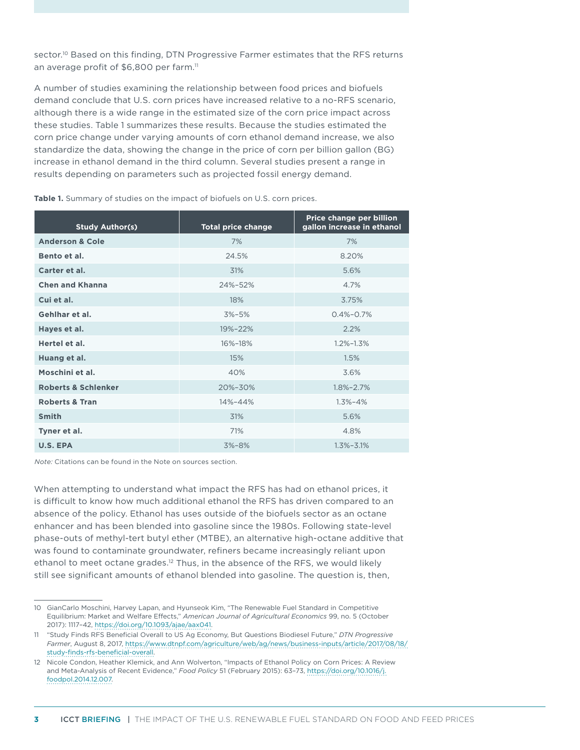sector.[10] Based on this finding, DTN Progressive Farmer estimates that the RFS returns an average profit of $6,800 per farm.[11]

A number of studies examining the relationship between food prices and biofuels demand conclude that U.S. corn prices have increased relative to a no-RFS scenario, although there is a wide range in the estimated size of the corn price impact across these studies. Table 1 summarizes these results. Because the studies estimated the corn price change under varying amounts of corn ethanol demand increase, we also standardize the data, showing the change in the price of corn per billion gallon (BG) increase in ethanol demand in the third column. Several studies present a range in results depending on parameters such as projected fossil energy demand.

**Table 1.** Summary of studies on the impact of biofuels on U.S. corn prices.

| Study Author(s) | Total price change | Price change per billion gallon increase in ethanol |
|---|---|---|
| **Anderson & Cole** | 7% | 7% |
| **Bento et al.** | 24.5% | 8.20% |
| **Carter et al.** | 31% | 5.6% |
| **Chen and Khanna** | 24%–52% | 4.7% |
| **Cui et al.** | 18% | 3.75% |
| **Gehlhar et al.** | 3%–5% | 0.4%–0.7% |
| **Hayes et al.** | 19%–22% | 2.2% |
| **Hertel et al.** | 16%–18% | 1.2%–1.3% |
| **Huang et al.** | 15% | 1.5% |
| **Moschini et al.** | 40% | 3.6% |
| **Roberts & Schlenker** | 20%–30% | 1.8%–2.7% |
| **Roberts & Tran** | 14%–44% | 1.3%–4% |
| **Smith** | 31% | 5.6% |
| **Tyner et al.** | 71% | 4.8% |
| **U.S. EPA** | 3%–8% | 1.3%–3.1% |

*Note:* Citations can be found in the Note on sources section.

When attempting to understand what impact the RFS has had on ethanol prices, it is difficult to know how much additional ethanol the RFS has driven compared to an absence of the policy. Ethanol has uses outside of the biofuels sector as an octane enhancer and has been blended into gasoline since the 1980s. Following state-level phase-outs of methyl-tert butyl ether (MTBE), an alternative high-octane additive that was found to contaminate groundwater, refiners became increasingly reliant upon ethanol to meet octane grades.[12] Thus, in the absence of the RFS, we would likely still see significant amounts of ethanol blended into gasoline. The question is, then,

---

10 GianCarlo Moschini, Harvey Lapan, and Hyunseok Kim, "The Renewable Fuel Standard in Competitive Equilibrium: Market and Welfare Effects," *American Journal of Agricultural Economics* 99, no. 5 (October 2017): 1117–42, https://doi.org/10.1093/ajae/aax041.

11 "Study Finds RFS Beneficial Overall to US Ag Economy, But Questions Biodiesel Future," *DTN Progressive Farmer*, August 8, 2017, https://www.dtnpf.com/agriculture/web/ag/news/business-inputs/article/2017/08/18/study-finds-rfs-beneficial-overall.

12 Nicole Condon, Heather Klemick, and Ann Wolverton, "Impacts of Ethanol Policy on Corn Prices: A Review and Meta-Analysis of Recent Evidence," *Food Policy* 51 (February 2015): 63–73, https://doi.org/10.1016/j.foodpol.2014.12.007.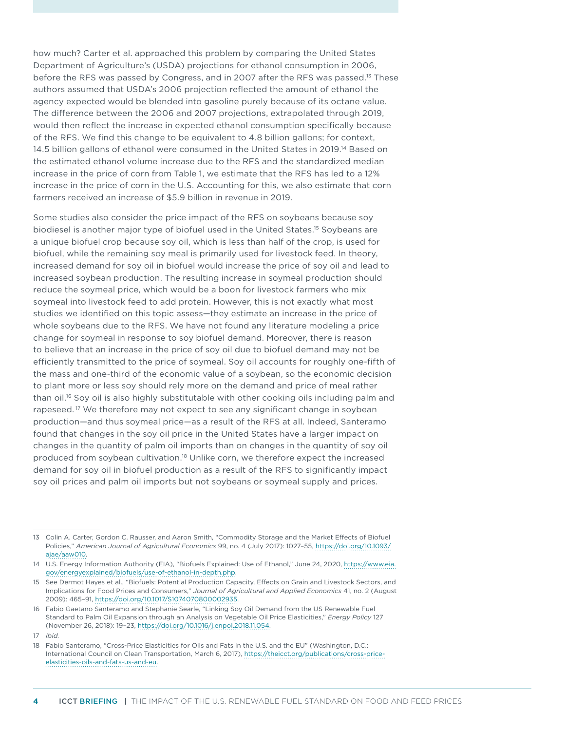how much? Carter et al. approached this problem by comparing the United States Department of Agriculture's (USDA) projections for ethanol consumption in 2006, before the RFS was passed by Congress, and in 2007 after the RFS was passed.[13] These authors assumed that USDA's 2006 projection reflected the amount of ethanol the agency expected would be blended into gasoline purely because of its octane value. The difference between the 2006 and 2007 projections, extrapolated through 2019, would then reflect the increase in expected ethanol consumption specifically because of the RFS. We find this change to be equivalent to 4.8 billion gallons; for context, 14.5 billion gallons of ethanol were consumed in the United States in 2019.[14] Based on the estimated ethanol volume increase due to the RFS and the standardized median increase in the price of corn from Table 1, we estimate that the RFS has led to a 12% increase in the price of corn in the U.S. Accounting for this, we also estimate that corn farmers received an increase of $5.9 billion in revenue in 2019.

Some studies also consider the price impact of the RFS on soybeans because soy biodiesel is another major type of biofuel used in the United States.[15] Soybeans are a unique biofuel crop because soy oil, which is less than half of the crop, is used for biofuel, while the remaining soy meal is primarily used for livestock feed. In theory, increased demand for soy oil in biofuel would increase the price of soy oil and lead to increased soybean production. The resulting increase in soymeal production should reduce the soymeal price, which would be a boon for livestock farmers who mix soymeal into livestock feed to add protein. However, this is not exactly what most studies we identified on this topic assess—they estimate an increase in the price of whole soybeans due to the RFS. We have not found any literature modeling a price change for soymeal in response to soy biofuel demand. Moreover, there is reason to believe that an increase in the price of soy oil due to biofuel demand may not be efficiently transmitted to the price of soymeal. Soy oil accounts for roughly one-fifth of the mass and one-third of the economic value of a soybean, so the economic decision to plant more or less soy should rely more on the demand and price of meal rather than oil.[16] Soy oil is also highly substitutable with other cooking oils including palm and rapeseed.[17] We therefore may not expect to see any significant change in soybean production—and thus soymeal price—as a result of the RFS at all. Indeed, Santeramo found that changes in the soy oil price in the United States have a larger impact on changes in the quantity of palm oil imports than on changes in the quantity of soy oil produced from soybean cultivation.[18] Unlike corn, we therefore expect the increased demand for soy oil in biofuel production as a result of the RFS to significantly impact soy oil prices and palm oil imports but not soybeans or soymeal supply and prices.

---

13 Colin A. Carter, Gordon C. Rausser, and Aaron Smith, "Commodity Storage and the Market Effects of Biofuel Policies," *American Journal of Agricultural Economics* 99, no. 4 (July 2017): 1027–55, https://doi.org/10.1093/ajae/aaw010.

14 U.S. Energy Information Authority (EIA), "Biofuels Explained: Use of Ethanol," June 24, 2020, https://www.eia.gov/energyexplained/biofuels/use-of-ethanol-in-depth.php.

15 See Dermot Hayes et al., "Biofuels: Potential Production Capacity, Effects on Grain and Livestock Sectors, and Implications for Food Prices and Consumers," *Journal of Agricultural and Applied Economics* 41, no. 2 (August 2009): 465–91, https://doi.org/10.1017/S1074070800002935.

16 Fabio Gaetano Santeramo and Stephanie Searle, "Linking Soy Oil Demand from the US Renewable Fuel Standard to Palm Oil Expansion through an Analysis on Vegetable Oil Price Elasticities," *Energy Policy* 127 (November 26, 2018): 19–23, https://doi.org/10.1016/j.enpol.2018.11.054.

17 *Ibid.*

18 Fabio Santeramo, "Cross-Price Elasticities for Oils and Fats in the U.S. and the EU" (Washington, D.C.: International Council on Clean Transportation, March 6, 2017), https://theicct.org/publications/cross-price-elasticities-oils-and-fats-us-and-eu.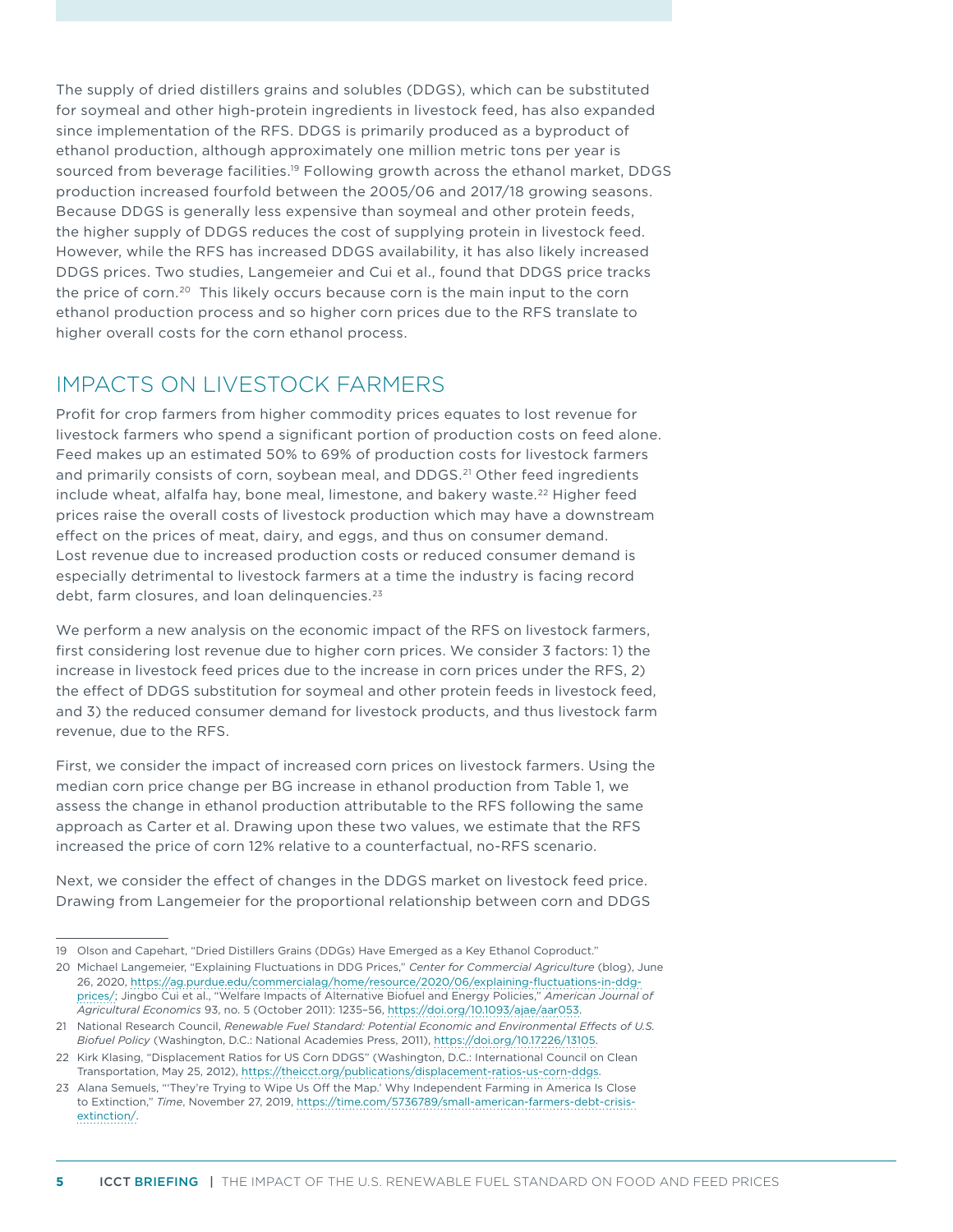The supply of dried distillers grains and solubles (DDGS), which can be substituted for soymeal and other high-protein ingredients in livestock feed, has also expanded since implementation of the RFS. DDGS is primarily produced as a byproduct of ethanol production, although approximately one million metric tons per year is sourced from beverage facilities.[19] Following growth across the ethanol market, DDGS production increased fourfold between the 2005/06 and 2017/18 growing seasons. Because DDGS is generally less expensive than soymeal and other protein feeds, the higher supply of DDGS reduces the cost of supplying protein in livestock feed. However, while the RFS has increased DDGS availability, it has also likely increased DDGS prices. Two studies, Langemeier and Cui et al., found that DDGS price tracks the price of corn.[20] This likely occurs because corn is the main input to the corn ethanol production process and so higher corn prices due to the RFS translate to higher overall costs for the corn ethanol process.

## IMPACTS ON LIVESTOCK FARMERS

Profit for crop farmers from higher commodity prices equates to lost revenue for livestock farmers who spend a significant portion of production costs on feed alone. Feed makes up an estimated 50% to 69% of production costs for livestock farmers and primarily consists of corn, soybean meal, and DDGS.[21] Other feed ingredients include wheat, alfalfa hay, bone meal, limestone, and bakery waste.[22] Higher feed prices raise the overall costs of livestock production which may have a downstream effect on the prices of meat, dairy, and eggs, and thus on consumer demand. Lost revenue due to increased production costs or reduced consumer demand is especially detrimental to livestock farmers at a time the industry is facing record debt, farm closures, and loan delinquencies.[23]

We perform a new analysis on the economic impact of the RFS on livestock farmers, first considering lost revenue due to higher corn prices. We consider 3 factors: 1) the increase in livestock feed prices due to the increase in corn prices under the RFS, 2) the effect of DDGS substitution for soymeal and other protein feeds in livestock feed, and 3) the reduced consumer demand for livestock products, and thus livestock farm revenue, due to the RFS.

First, we consider the impact of increased corn prices on livestock farmers. Using the median corn price change per BG increase in ethanol production from Table 1, we assess the change in ethanol production attributable to the RFS following the same approach as Carter et al. Drawing upon these two values, we estimate that the RFS increased the price of corn 12% relative to a counterfactual, no-RFS scenario.

Next, we consider the effect of changes in the DDGS market on livestock feed price. Drawing from Langemeier for the proportional relationship between corn and DDGS

---

19 Olson and Capehart, "Dried Distillers Grains (DDGs) Have Emerged as a Key Ethanol Coproduct."

20 Michael Langemeier, "Explaining Fluctuations in DDG Prices," *Center for Commercial Agriculture* (blog), June 26, 2020, https://ag.purdue.edu/commercialag/home/resource/2020/06/explaining-fluctuations-in-ddg-prices/; Jingbo Cui et al., "Welfare Impacts of Alternative Biofuel and Energy Policies," *American Journal of Agricultural Economics* 93, no. 5 (October 2011): 1235–56, https://doi.org/10.1093/ajae/aar053.

21 National Research Council, *Renewable Fuel Standard: Potential Economic and Environmental Effects of U.S. Biofuel Policy* (Washington, D.C.: National Academies Press, 2011), https://doi.org/10.17226/13105.

22 Kirk Klasing, "Displacement Ratios for US Corn DDGS" (Washington, D.C.: International Council on Clean Transportation, May 25, 2012), https://theicct.org/publications/displacement-ratios-us-corn-ddgs.

23 Alana Semuels, "'They're Trying to Wipe Us Off the Map.' Why Independent Farming in America Is Close to Extinction," *Time*, November 27, 2019, https://time.com/5736789/small-american-farmers-debt-crisis-extinction/.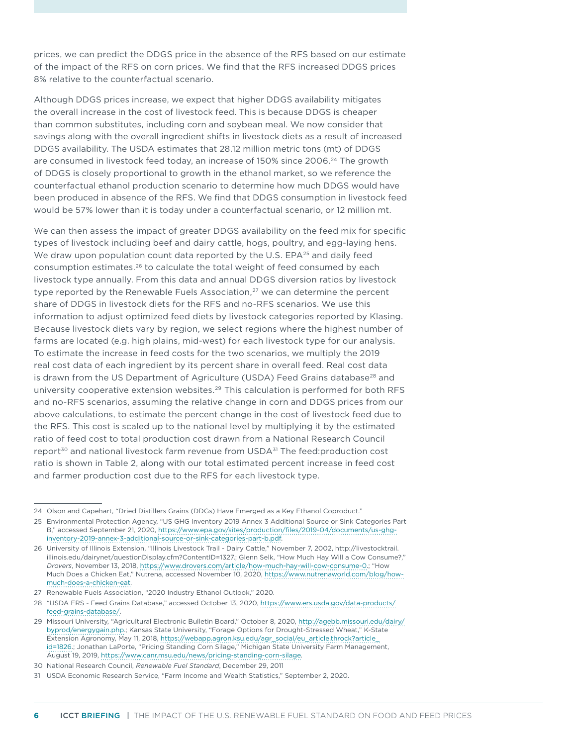prices, we can predict the DDGS price in the absence of the RFS based on our estimate of the impact of the RFS on corn prices. We find that the RFS increased DDGS prices 8% relative to the counterfactual scenario.

Although DDGS prices increase, we expect that higher DDGS availability mitigates the overall increase in the cost of livestock feed. This is because DDGS is cheaper than common substitutes, including corn and soybean meal. We now consider that savings along with the overall ingredient shifts in livestock diets as a result of increased DDGS availability. The USDA estimates that 28.12 million metric tons (mt) of DDGS are consumed in livestock feed today, an increase of 150% since 2006.[24] The growth of DDGS is closely proportional to growth in the ethanol market, so we reference the counterfactual ethanol production scenario to determine how much DDGS would have been produced in absence of the RFS. We find that DDGS consumption in livestock feed would be 57% lower than it is today under a counterfactual scenario, or 12 million mt.

We can then assess the impact of greater DDGS availability on the feed mix for specific types of livestock including beef and dairy cattle, hogs, poultry, and egg-laying hens. We draw upon population count data reported by the U.S. EPA[25] and daily feed consumption estimates.[26] to calculate the total weight of feed consumed by each livestock type annually. From this data and annual DDGS diversion ratios by livestock type reported by the Renewable Fuels Association,[27] we can determine the percent share of DDGS in livestock diets for the RFS and no-RFS scenarios. We use this information to adjust optimized feed diets by livestock categories reported by Klasing. Because livestock diets vary by region, we select regions where the highest number of farms are located (e.g. high plains, mid-west) for each livestock type for our analysis. To estimate the increase in feed costs for the two scenarios, we multiply the 2019 real cost data of each ingredient by its percent share in overall feed. Real cost data is drawn from the US Department of Agriculture (USDA) Feed Grains database[28] and university cooperative extension websites.[29] This calculation is performed for both RFS and no-RFS scenarios, assuming the relative change in corn and DDGS prices from our above calculations, to estimate the percent change in the cost of livestock feed due to the RFS. This cost is scaled up to the national level by multiplying it by the estimated ratio of feed cost to total production cost drawn from a National Research Council report[30] and national livestock farm revenue from USDA[31] The feed:production cost ratio is shown in Table 2, along with our total estimated percent increase in feed cost and farmer production cost due to the RFS for each livestock type.

---

24 Olson and Capehart, "Dried Distillers Grains (DDGs) Have Emerged as a Key Ethanol Coproduct."

25 Environmental Protection Agency, "US GHG Inventory 2019 Annex 3 Additional Source or Sink Categories Part B," accessed September 21, 2020, https://www.epa.gov/sites/production/files/2019-04/documents/us-ghg-inventory-2019-annex-3-additional-source-or-sink-categories-part-b.pdf.

26 University of Illinois Extension, "Illinois Livestock Trail - Dairy Cattle," November 7, 2002, http://livestocktrail.illinois.edu/dairynet/questionDisplay.cfm?ContentID=1327.; Glenn Selk, "How Much Hay Will a Cow Consume?," *Drovers*, November 13, 2018, https://www.drovers.com/article/how-much-hay-will-cow-consume-0.; "How Much Does a Chicken Eat," Nutrena, accessed November 10, 2020, https://www.nutrenaworld.com/blog/how-much-does-a-chicken-eat.

27 Renewable Fuels Association, "2020 Industry Ethanol Outlook," 2020.

28 "USDA ERS - Feed Grains Database," accessed October 13, 2020, https://www.ers.usda.gov/data-products/feed-grains-database/.

29 Missouri University, "Agricultural Electronic Bulletin Board," October 8, 2020, http://agebb.missouri.edu/dairy/byprod/energygain.php.; Kansas State University, "Forage Options for Drought-Stressed Wheat," K-State Extension Agronomy, May 11, 2018, https://webapp.agron.ksu.edu/agr_social/eu_article.throck?article_id=1826.; Jonathan LaPorte, "Pricing Standing Corn Silage," Michigan State University Farm Management, August 19, 2019, https://www.canr.msu.edu/news/pricing-standing-corn-silage.

30 National Research Council, *Renewable Fuel Standard*, December 29, 2011

31 USDA Economic Research Service, "Farm Income and Wealth Statistics," September 2, 2020.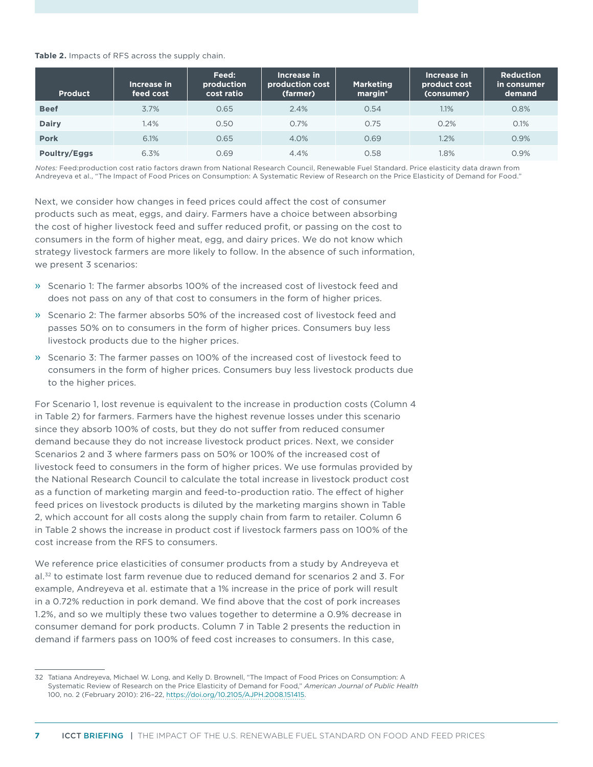**Table 2.** Impacts of RFS across the supply chain.

| Product | Increase in feed cost | Feed: production cost ratio | Increase in production cost (farmer) | Marketing margin* | Increase in product cost (consumer) | Reduction in consumer demand |
|---|---|---|---|---|---|---|
| **Beef** | 3.7% | 0.65 | 2.4% | 0.54 | 1.1% | 0.8% |
| **Dairy** | 1.4% | 0.50 | 0.7% | 0.75 | 0.2% | 0.1% |
| **Pork** | 6.1% | 0.65 | 4.0% | 0.69 | 1.2% | 0.9% |
| **Poultry/Eggs** | 6.3% | 0.69 | 4.4% | 0.58 | 1.8% | 0.9% |

*Notes:* Feed:production cost ratio factors drawn from National Research Council, Renewable Fuel Standard. Price elasticity data drawn from Andreyeva et al., "The Impact of Food Prices on Consumption: A Systematic Review of Research on the Price Elasticity of Demand for Food."

Next, we consider how changes in feed prices could affect the cost of consumer products such as meat, eggs, and dairy. Farmers have a choice between absorbing the cost of higher livestock feed and suffer reduced profit, or passing on the cost to consumers in the form of higher meat, egg, and dairy prices. We do not know which strategy livestock farmers are more likely to follow. In the absence of such information, we present 3 scenarios:

- Scenario 1: The farmer absorbs 100% of the increased cost of livestock feed and does not pass on any of that cost to consumers in the form of higher prices.
- Scenario 2: The farmer absorbs 50% of the increased cost of livestock feed and passes 50% on to consumers in the form of higher prices. Consumers buy less livestock products due to the higher prices.
- Scenario 3: The farmer passes on 100% of the increased cost of livestock feed to consumers in the form of higher prices. Consumers buy less livestock products due to the higher prices.

For Scenario 1, lost revenue is equivalent to the increase in production costs (Column 4 in Table 2) for farmers. Farmers have the highest revenue losses under this scenario since they absorb 100% of costs, but they do not suffer from reduced consumer demand because they do not increase livestock product prices. Next, we consider Scenarios 2 and 3 where farmers pass on 50% or 100% of the increased cost of livestock feed to consumers in the form of higher prices. We use formulas provided by the National Research Council to calculate the total increase in livestock product cost as a function of marketing margin and feed-to-production ratio. The effect of higher feed prices on livestock products is diluted by the marketing margins shown in Table 2, which account for all costs along the supply chain from farm to retailer. Column 6 in Table 2 shows the increase in product cost if livestock farmers pass on 100% of the cost increase from the RFS to consumers.

We reference price elasticities of consumer products from a study by Andreyeva et al.[32] to estimate lost farm revenue due to reduced demand for scenarios 2 and 3. For example, Andreyeva et al. estimate that a 1% increase in the price of pork will result in a 0.72% reduction in pork demand. We find above that the cost of pork increases 1.2%, and so we multiply these two values together to determine a 0.9% decrease in consumer demand for pork products. Column 7 in Table 2 presents the reduction in demand if farmers pass on 100% of feed cost increases to consumers. In this case,

32 Tatiana Andreyeva, Michael W. Long, and Kelly D. Brownell, "The Impact of Food Prices on Consumption: A Systematic Review of Research on the Price Elasticity of Demand for Food," *American Journal of Public Health* 100, no. 2 (February 2010): 216–22, https://doi.org/10.2105/AJPH.2008.151415.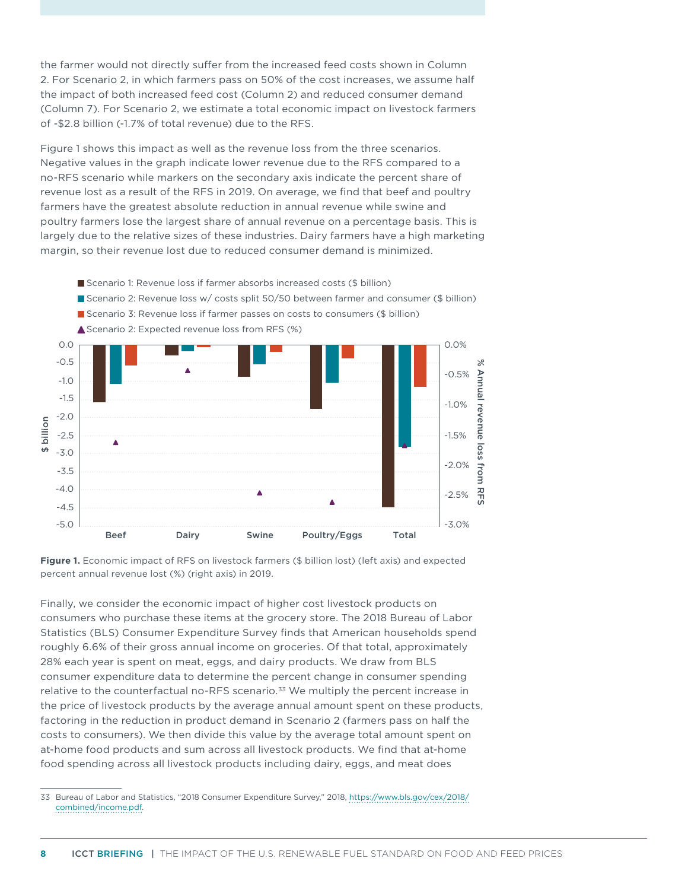the farmer would not directly suffer from the increased feed costs shown in Column 2. For Scenario 2, in which farmers pass on 50% of the cost increases, we assume half the impact of both increased feed cost (Column 2) and reduced consumer demand (Column 7). For Scenario 2, we estimate a total economic impact on livestock farmers of -$2.8 billion (-1.7% of total revenue) due to the RFS.

Figure 1 shows this impact as well as the revenue loss from the three scenarios. Negative values in the graph indicate lower revenue due to the RFS compared to a no-RFS scenario while markers on the secondary axis indicate the percent share of revenue lost as a result of the RFS in 2019. On average, we find that beef and poultry farmers have the greatest absolute reduction in annual revenue while swine and poultry farmers lose the largest share of annual revenue on a percentage basis. This is largely due to the relative sizes of these industries. Dairy farmers have a high marketing margin, so their revenue lost due to reduced consumer demand is minimized.

**Figure 1.** Economic impact of RFS on livestock farmers ($ billion lost) (left axis) and expected percent annual revenue lost (%) (right axis) in 2019.

Finally, we consider the economic impact of higher cost livestock products on consumers who purchase these items at the grocery store. The 2018 Bureau of Labor Statistics (BLS) Consumer Expenditure Survey finds that American households spend roughly 6.6% of their gross annual income on groceries. Of that total, approximately 28% each year is spent on meat, eggs, and dairy products. We draw from BLS consumer expenditure data to determine the percent change in consumer spending relative to the counterfactual no-RFS scenario.[33] We multiply the percent increase in the price of livestock products by the average annual amount spent on these products, factoring in the reduction in product demand in Scenario 2 (farmers pass on half the costs to consumers). We then divide this value by the average total amount spent on at-home food products and sum across all livestock products. We find that at-home food spending across all livestock products including dairy, eggs, and meat does

33 Bureau of Labor and Statistics, "2018 Consumer Expenditure Survey," 2018, https://www.bls.gov/cex/2018/combined/income.pdf.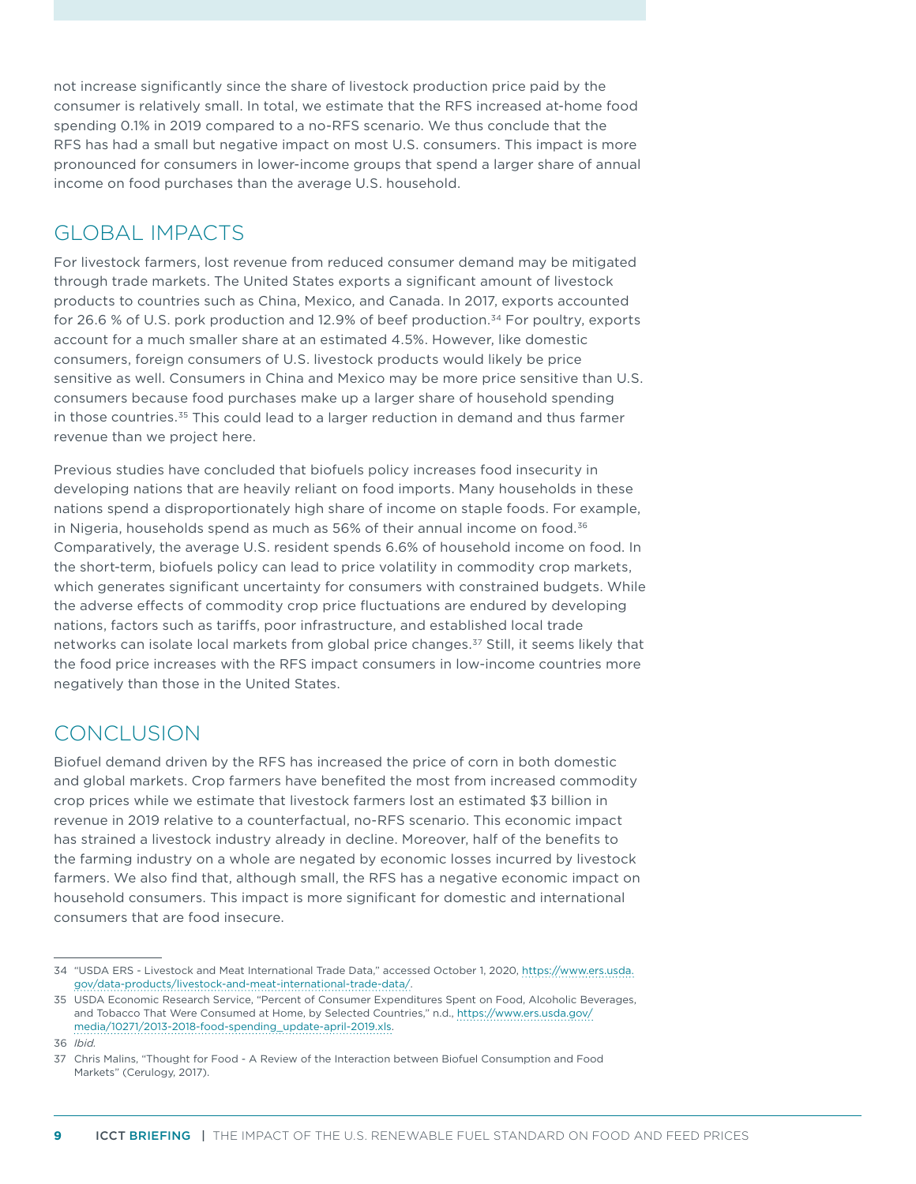not increase significantly since the share of livestock production price paid by the consumer is relatively small. In total, we estimate that the RFS increased at-home food spending 0.1% in 2019 compared to a no-RFS scenario. We thus conclude that the RFS has had a small but negative impact on most U.S. consumers. This impact is more pronounced for consumers in lower-income groups that spend a larger share of annual income on food purchases than the average U.S. household.

## GLOBAL IMPACTS

For livestock farmers, lost revenue from reduced consumer demand may be mitigated through trade markets. The United States exports a significant amount of livestock products to countries such as China, Mexico, and Canada. In 2017, exports accounted for 26.6 % of U.S. pork production and 12.9% of beef production.[34] For poultry, exports account for a much smaller share at an estimated 4.5%. However, like domestic consumers, foreign consumers of U.S. livestock products would likely be price sensitive as well. Consumers in China and Mexico may be more price sensitive than U.S. consumers because food purchases make up a larger share of household spending in those countries.[35] This could lead to a larger reduction in demand and thus farmer revenue than we project here.

Previous studies have concluded that biofuels policy increases food insecurity in developing nations that are heavily reliant on food imports. Many households in these nations spend a disproportionately high share of income on staple foods. For example, in Nigeria, households spend as much as 56% of their annual income on food.[36] Comparatively, the average U.S. resident spends 6.6% of household income on food. In the short-term, biofuels policy can lead to price volatility in commodity crop markets, which generates significant uncertainty for consumers with constrained budgets. While the adverse effects of commodity crop price fluctuations are endured by developing nations, factors such as tariffs, poor infrastructure, and established local trade networks can isolate local markets from global price changes.[37] Still, it seems likely that the food price increases with the RFS impact consumers in low-income countries more negatively than those in the United States.

## CONCLUSION

Biofuel demand driven by the RFS has increased the price of corn in both domestic and global markets. Crop farmers have benefited the most from increased commodity crop prices while we estimate that livestock farmers lost an estimated $3 billion in revenue in 2019 relative to a counterfactual, no-RFS scenario. This economic impact has strained a livestock industry already in decline. Moreover, half of the benefits to the farming industry on a whole are negated by economic losses incurred by livestock farmers. We also find that, although small, the RFS has a negative economic impact on household consumers. This impact is more significant for domestic and international consumers that are food insecure.

---

34 "USDA ERS - Livestock and Meat International Trade Data," accessed October 1, 2020, https://www.ers.usda.gov/data-products/livestock-and-meat-international-trade-data/.

35 USDA Economic Research Service, "Percent of Consumer Expenditures Spent on Food, Alcoholic Beverages, and Tobacco That Were Consumed at Home, by Selected Countries," n.d., https://www.ers.usda.gov/media/10271/2013-2018-food-spending_update-april-2019.xls.

36 *Ibid.*

37 Chris Malins, "Thought for Food - A Review of the Interaction between Biofuel Consumption and Food Markets" (Cerulogy, 2017).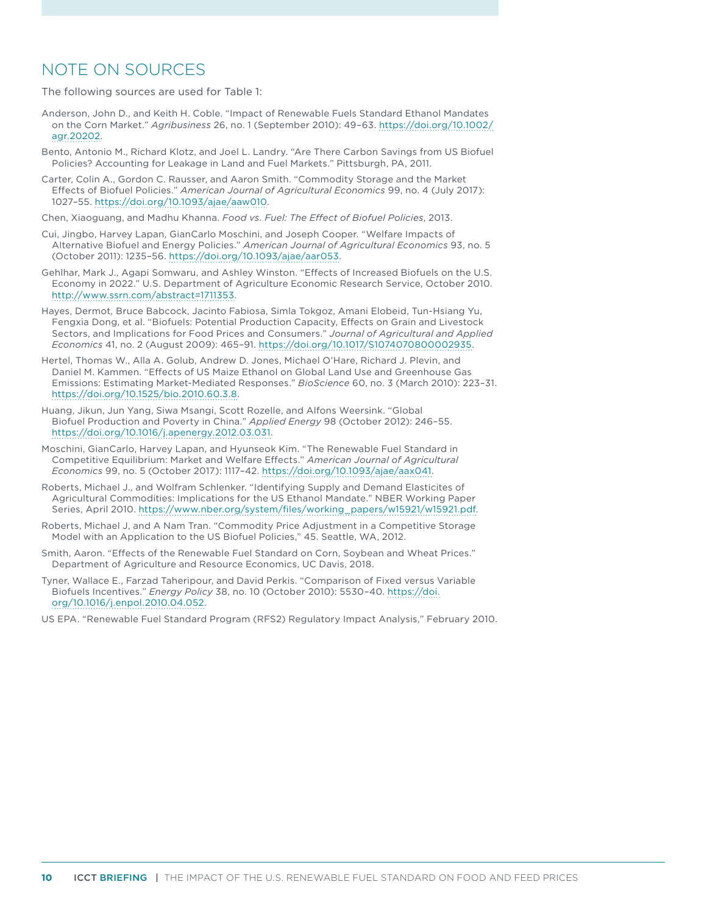## NOTE ON SOURCES

The following sources are used for Table 1:

Anderson, John D., and Keith H. Coble. "Impact of Renewable Fuels Standard Ethanol Mandates on the Corn Market." *Agribusiness* 26, no. 1 (September 2010): 49–63. https://doi.org/10.1002/agr.20202.

Bento, Antonio M., Richard Klotz, and Joel L. Landry. "Are There Carbon Savings from US Biofuel Policies? Accounting for Leakage in Land and Fuel Markets." Pittsburgh, PA, 2011.

Carter, Colin A., Gordon C. Rausser, and Aaron Smith. "Commodity Storage and the Market Effects of Biofuel Policies." *American Journal of Agricultural Economics* 99, no. 4 (July 2017): 1027–55. https://doi.org/10.1093/ajae/aaw010.

Chen, Xiaoguang, and Madhu Khanna. *Food vs. Fuel: The Effect of Biofuel Policies*, 2013.

Cui, Jingbo, Harvey Lapan, GianCarlo Moschini, and Joseph Cooper. "Welfare Impacts of Alternative Biofuel and Energy Policies." *American Journal of Agricultural Economics* 93, no. 5 (October 2011): 1235–56. https://doi.org/10.1093/ajae/aar053.

Gehlhar, Mark J., Agapi Somwaru, and Ashley Winston. "Effects of Increased Biofuels on the U.S. Economy in 2022." U.S. Department of Agriculture Economic Research Service, October 2010. http://www.ssrn.com/abstract=1711353.

Hayes, Dermot, Bruce Babcock, Jacinto Fabiosa, Simla Tokgoz, Amani Elobeid, Tun-Hsiang Yu, Fengxia Dong, et al. "Biofuels: Potential Production Capacity, Effects on Grain and Livestock Sectors, and Implications for Food Prices and Consumers." *Journal of Agricultural and Applied Economics* 41, no. 2 (August 2009): 465–91. https://doi.org/10.1017/S1074070800002935.

Hertel, Thomas W., Alla A. Golub, Andrew D. Jones, Michael O'Hare, Richard J. Plevin, and Daniel M. Kammen. "Effects of US Maize Ethanol on Global Land Use and Greenhouse Gas Emissions: Estimating Market-Mediated Responses." *BioScience* 60, no. 3 (March 2010): 223–31. https://doi.org/10.1525/bio.2010.60.3.8.

Huang, Jikun, Jun Yang, Siwa Msangi, Scott Rozelle, and Alfons Weersink. "Global Biofuel Production and Poverty in China." *Applied Energy* 98 (October 2012): 246–55. https://doi.org/10.1016/j.apenergy.2012.03.031.

Moschini, GianCarlo, Harvey Lapan, and Hyunseok Kim. "The Renewable Fuel Standard in Competitive Equilibrium: Market and Welfare Effects." *American Journal of Agricultural Economics* 99, no. 5 (October 2017): 1117–42. https://doi.org/10.1093/ajae/aax041.

Roberts, Michael J., and Wolfram Schlenker. "Identifying Supply and Demand Elasticites of Agricultural Commodities: Implications for the US Ethanol Mandate." NBER Working Paper Series, April 2010. https://www.nber.org/system/files/working_papers/w15921/w15921.pdf.

Roberts, Michael J, and A Nam Tran. "Commodity Price Adjustment in a Competitive Storage Model with an Application to the US Biofuel Policies," 45. Seattle, WA, 2012.

Smith, Aaron. "Effects of the Renewable Fuel Standard on Corn, Soybean and Wheat Prices." Department of Agriculture and Resource Economics, UC Davis, 2018.

Tyner, Wallace E., Farzad Taheripour, and David Perkis. "Comparison of Fixed versus Variable Biofuels Incentives." *Energy Policy* 38, no. 10 (October 2010): 5530–40. https://doi.org/10.1016/j.enpol.2010.04.052.

US EPA. "Renewable Fuel Standard Program (RFS2) Regulatory Impact Analysis," February 2010.